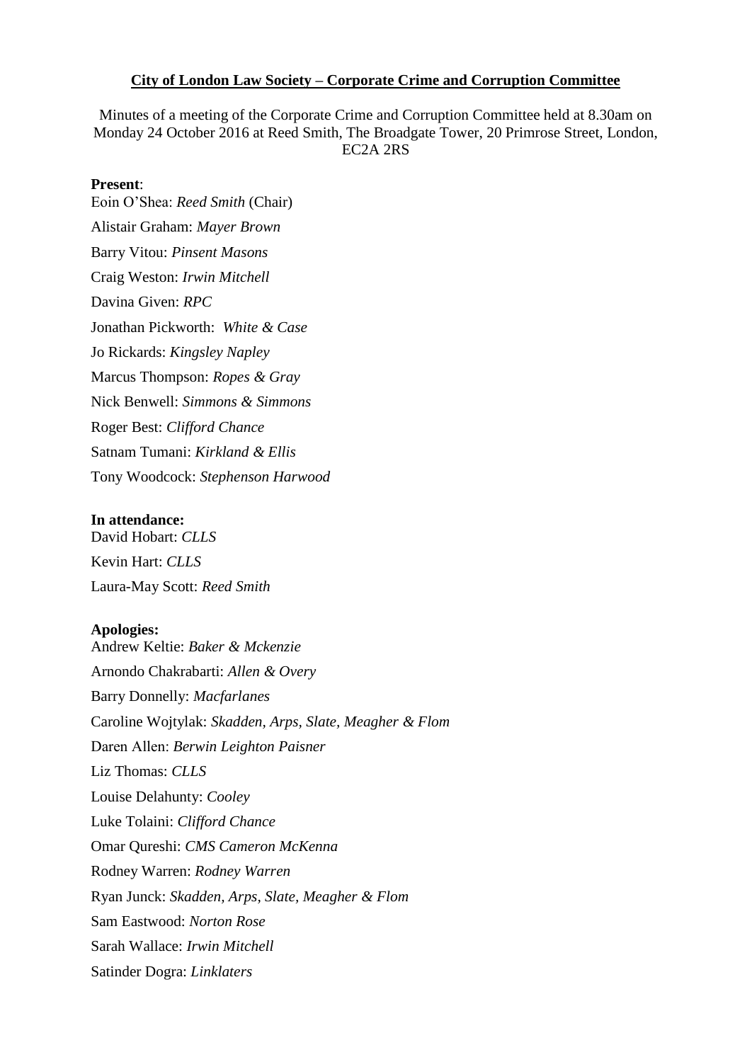**City of London Law Society – Corporate Crime and Corruption Committee**

Minutes of a meeting of the Corporate Crime and Corruption Committee held at 8.30am on Monday 24 October 2016 at Reed Smith, The Broadgate Tower, 20 Primrose Street, London, EC2A 2RS

**Present**:

Eoin O'Shea: *Reed Smith* (Chair)

Alistair Graham: *Mayer Brown*

Barry Vitou: *Pinsent Masons*

Craig Weston: *Irwin Mitchell*

Davina Given: *RPC*

Jonathan Pickworth: *White & Case*

Jo Rickards: *Kingsley Napley*

Marcus Thompson: *Ropes & Gray*

Nick Benwell: *Simmons & Simmons*

Roger Best: *Clifford Chance*

Satnam Tumani: *Kirkland & Ellis*

Tony Woodcock: *Stephenson Harwood*

**In attendance:**

David Hobart: *CLLS*

Kevin Hart: *CLLS*

Laura-May Scott: *Reed Smith*

**Apologies:**

Andrew Keltie: *Baker & Mckenzie*

Arnondo Chakrabarti: *Allen & Overy*

Barry Donnelly: *Macfarlanes*

Caroline Wojtylak: *Skadden, Arps, Slate, Meagher & Flom*

Daren Allen: *Berwin Leighton Paisner*

Liz Thomas: *CLLS*

Louise Delahunty: *Cooley*

Luke Tolaini: *Clifford Chance*

Omar Qureshi: *CMS Cameron McKenna*

Rodney Warren: *Rodney Warren*

Ryan Junck: *Skadden, Arps, Slate, Meagher & Flom*

Sam Eastwood: *Norton Rose*

Sarah Wallace: *Irwin Mitchell*

Satinder Dogra: *Linklaters*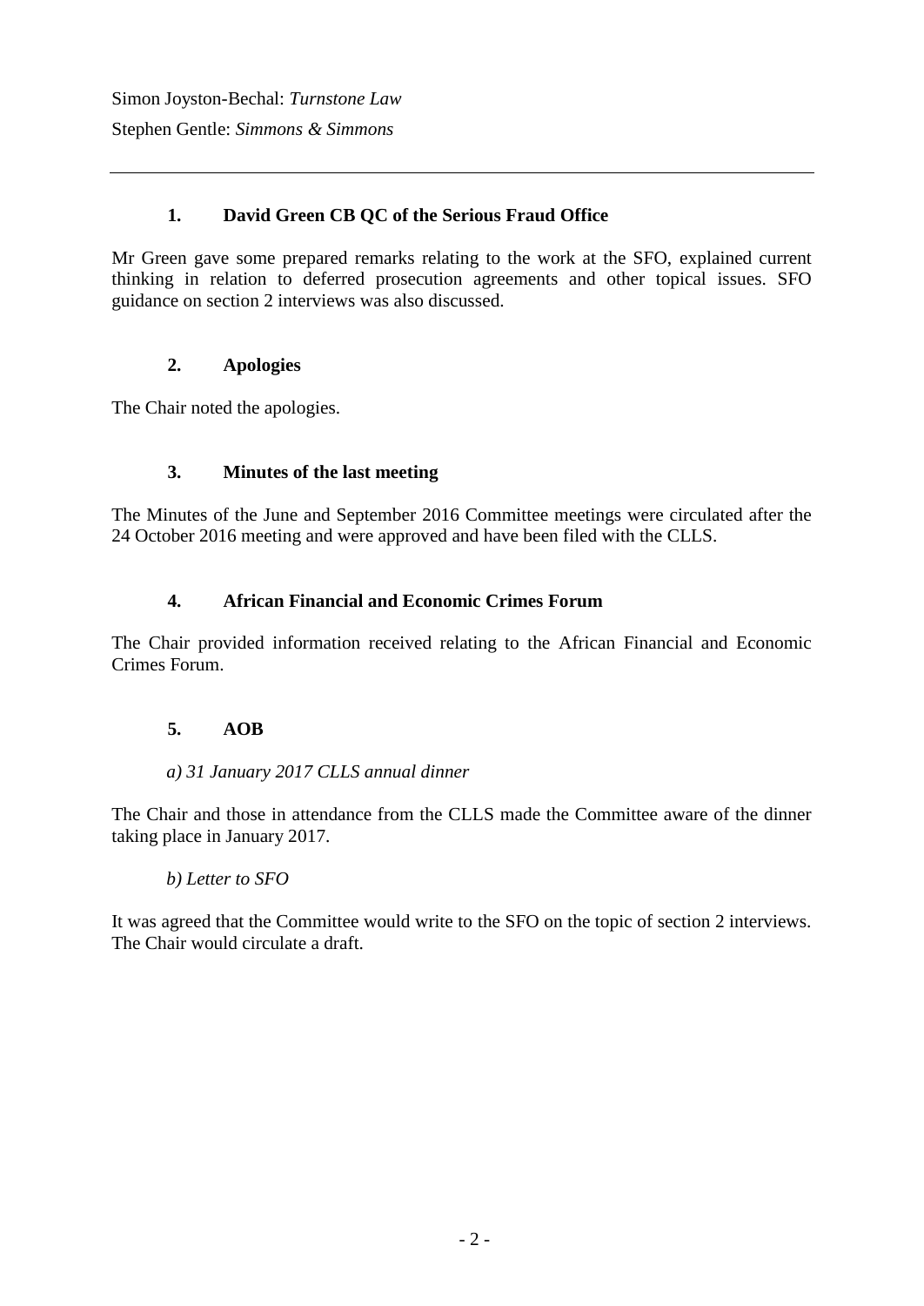Simon Joyston-Bechal: *Turnstone Law*

Stephen Gentle: *Simmons & Simmons*

---

## 1. David Green CB QC of the Serious Fraud Office

Mr Green gave some prepared remarks relating to the work at the SFO, explained current thinking in relation to deferred prosecution agreements and other topical issues. SFO guidance on section 2 interviews was also discussed.

## 2. Apologies

The Chair noted the apologies.

## 3. Minutes of the last meeting

The Minutes of the June and September 2016 Committee meetings were circulated after the 24 October 2016 meeting and were approved and have been filed with the CLLS.

## 4. African Financial and Economic Crimes Forum

The Chair provided information received relating to the African Financial and Economic Crimes Forum.

## 5. AOB

*a) 31 January 2017 CLLS annual dinner*

The Chair and those in attendance from the CLLS made the Committee aware of the dinner taking place in January 2017.

*b) Letter to SFO*

It was agreed that the Committee would write to the SFO on the topic of section 2 interviews. The Chair would circulate a draft.